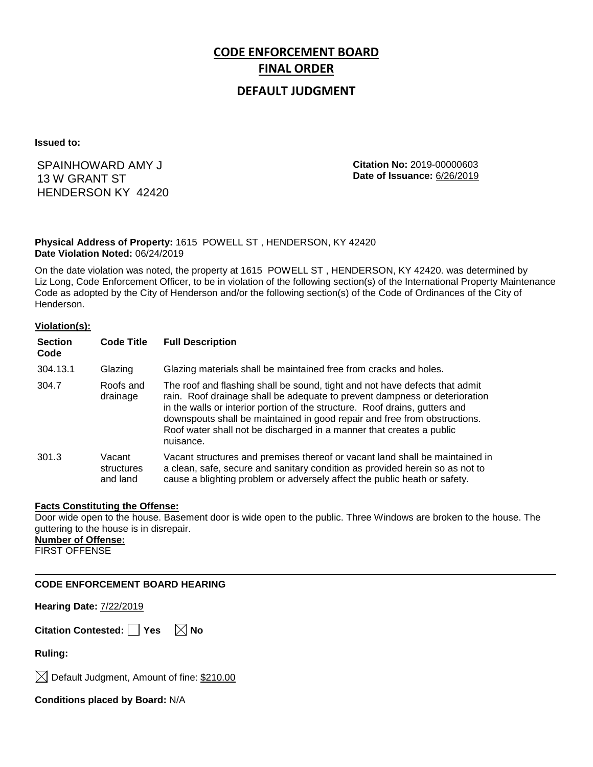# CODE ENFORCEMENT BOARD

## FINAL ORDER

## DEFAULT JUDGMENT

**Issued to:**

SPAINHOWARD AMY J
13 W GRANT ST
HENDERSON KY 42420

**Citation No:** 2019-00000603
**Date of Issuance:** 6/26/2019

**Physical Address of Property:** 1615 POWELL ST , HENDERSON, KY 42420
**Date Violation Noted:** 06/24/2019

On the date violation was noted, the property at 1615 POWELL ST , HENDERSON, KY 42420. was determined by Liz Long, Code Enforcement Officer, to be in violation of the following section(s) of the International Property Maintenance Code as adopted by the City of Henderson and/or the following section(s) of the Code of Ordinances of the City of Henderson.

**Violation(s):**

| Section Code | Code Title | Full Description |
|---|---|---|
| 304.13.1 | Glazing | Glazing materials shall be maintained free from cracks and holes. |
| 304.7 | Roofs and drainage | The roof and flashing shall be sound, tight and not have defects that admit rain. Roof drainage shall be adequate to prevent dampness or deterioration in the walls or interior portion of the structure. Roof drains, gutters and downspouts shall be maintained in good repair and free from obstructions. Roof water shall not be discharged in a manner that creates a public nuisance. |
| 301.3 | Vacant structures and land | Vacant structures and premises thereof or vacant land shall be maintained in a clean, safe, secure and sanitary condition as provided herein so as not to cause a blighting problem or adversely affect the public heath or safety. |

**Facts Constituting the Offense:**
Door wide open to the house. Basement door is wide open to the public. Three Windows are broken to the house. The guttering to the house is in disrepair.

**Number of Offense:**
FIRST OFFENSE

---

**CODE ENFORCEMENT BOARD HEARING**

**Hearing Date:** 7/22/2019

**Citation Contested:** ☐ Yes ☒ No

**Ruling:**

☒ Default Judgment, Amount of fine: $210.00

**Conditions placed by Board:** N/A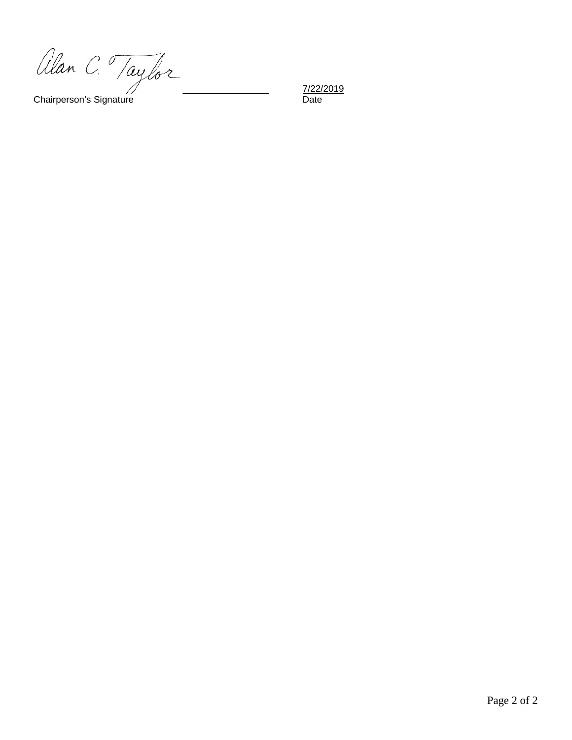Alan C. Taylor

Chairperson's Signature ____________ 7/22/2019

Date